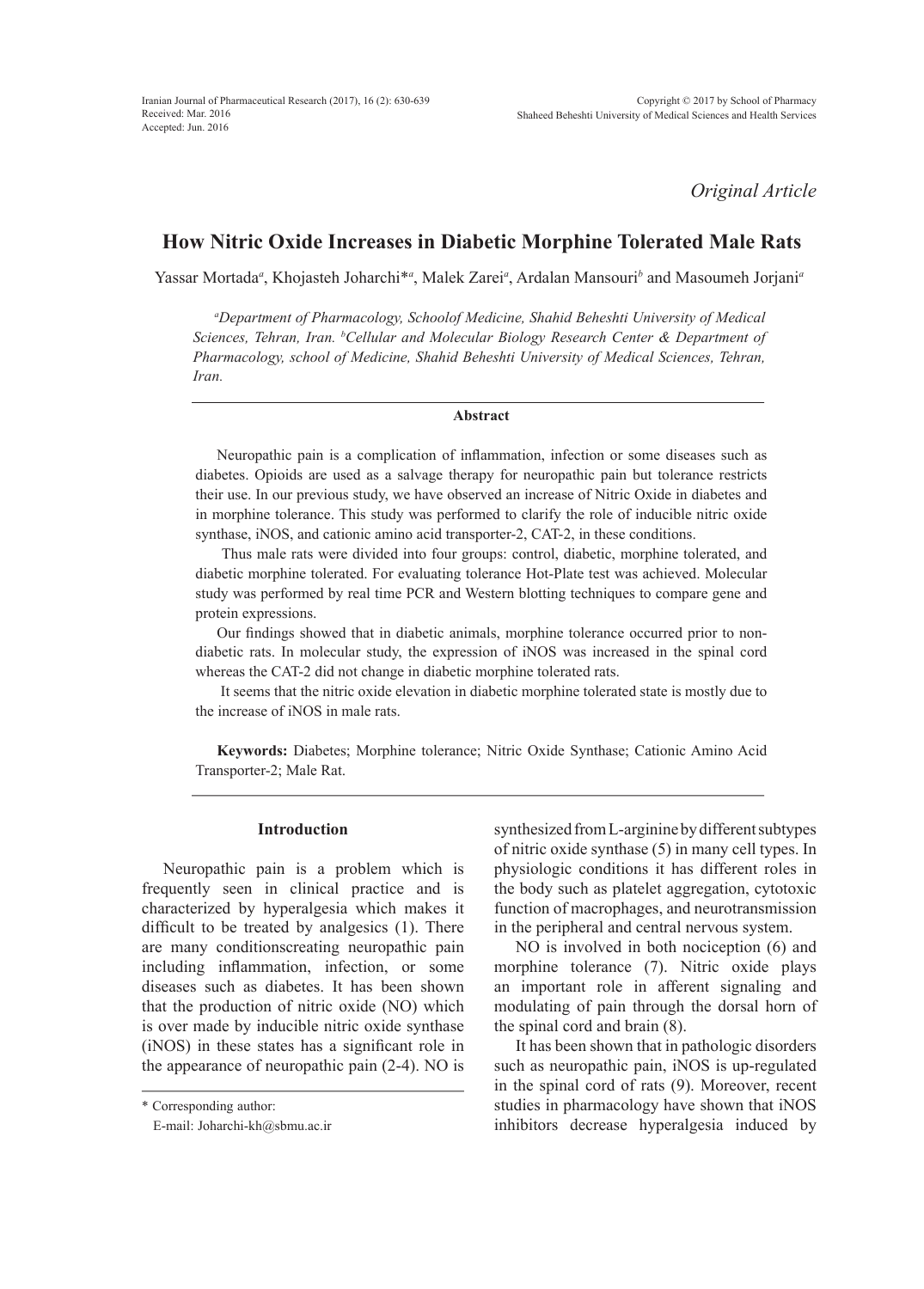Iranian Journal of Pharmaceutical Research (2017), 16 (2): 630-639
Received: Mar. 2016
Accepted: Jun. 2016

Copyright © 2017 by School of Pharmacy
Shaheed Beheshti University of Medical Sciences and Health Services

*Original Article*

# How Nitric Oxide Increases in Diabetic Morphine Tolerated Male Rats

Yassar Mortada[a], Khojasteh Joharchi*[a], Malek Zarei[a], Ardalan Mansouri[b] and Masoumeh Jorjani[a]

[a]*Department of Pharmacology, Schoolof Medicine, Shahid Beheshti University of Medical Sciences, Tehran, Iran.* [b]*Cellular and Molecular Biology Research Center & Department of Pharmacology, school of Medicine, Shahid Beheshti University of Medical Sciences, Tehran, Iran.*

## Abstract

Neuropathic pain is a complication of inflammation, infection or some diseases such as diabetes. Opioids are used as a salvage therapy for neuropathic pain but tolerance restricts their use. In our previous study, we have observed an increase of Nitric Oxide in diabetes and in morphine tolerance. This study was performed to clarify the role of inducible nitric oxide synthase, iNOS, and cationic amino acid transporter-2, CAT-2, in these conditions.

Thus male rats were divided into four groups: control, diabetic, morphine tolerated, and diabetic morphine tolerated. For evaluating tolerance Hot-Plate test was achieved. Molecular study was performed by real time PCR and Western blotting techniques to compare gene and protein expressions.

Our findings showed that in diabetic animals, morphine tolerance occurred prior to non-diabetic rats. In molecular study, the expression of iNOS was increased in the spinal cord whereas the CAT-2 did not change in diabetic morphine tolerated rats.

It seems that the nitric oxide elevation in diabetic morphine tolerated state is mostly due to the increase of iNOS in male rats.

**Keywords:** Diabetes; Morphine tolerance; Nitric Oxide Synthase; Cationic Amino Acid Transporter-2; Male Rat.

## Introduction

Neuropathic pain is a problem which is frequently seen in clinical practice and is characterized by hyperalgesia which makes it difficult to be treated by analgesics (1). There are many conditionscreating neuropathic pain including inflammation, infection, or some diseases such as diabetes. It has been shown that the production of nitric oxide (NO) which is over made by inducible nitric oxide synthase (iNOS) in these states has a significant role in the appearance of neuropathic pain (2-4). NO is synthesized from L-arginine by different subtypes of nitric oxide synthase (5) in many cell types. In physiologic conditions it has different roles in the body such as platelet aggregation, cytotoxic function of macrophages, and neurotransmission in the peripheral and central nervous system.

NO is involved in both nociception (6) and morphine tolerance (7). Nitric oxide plays an important role in afferent signaling and modulating of pain through the dorsal horn of the spinal cord and brain (8).

It has been shown that in pathologic disorders such as neuropathic pain, iNOS is up-regulated in the spinal cord of rats (9). Moreover, recent studies in pharmacology have shown that iNOS inhibitors decrease hyperalgesia induced by

\* Corresponding author:
E-mail: Joharchi-kh@sbmu.ac.ir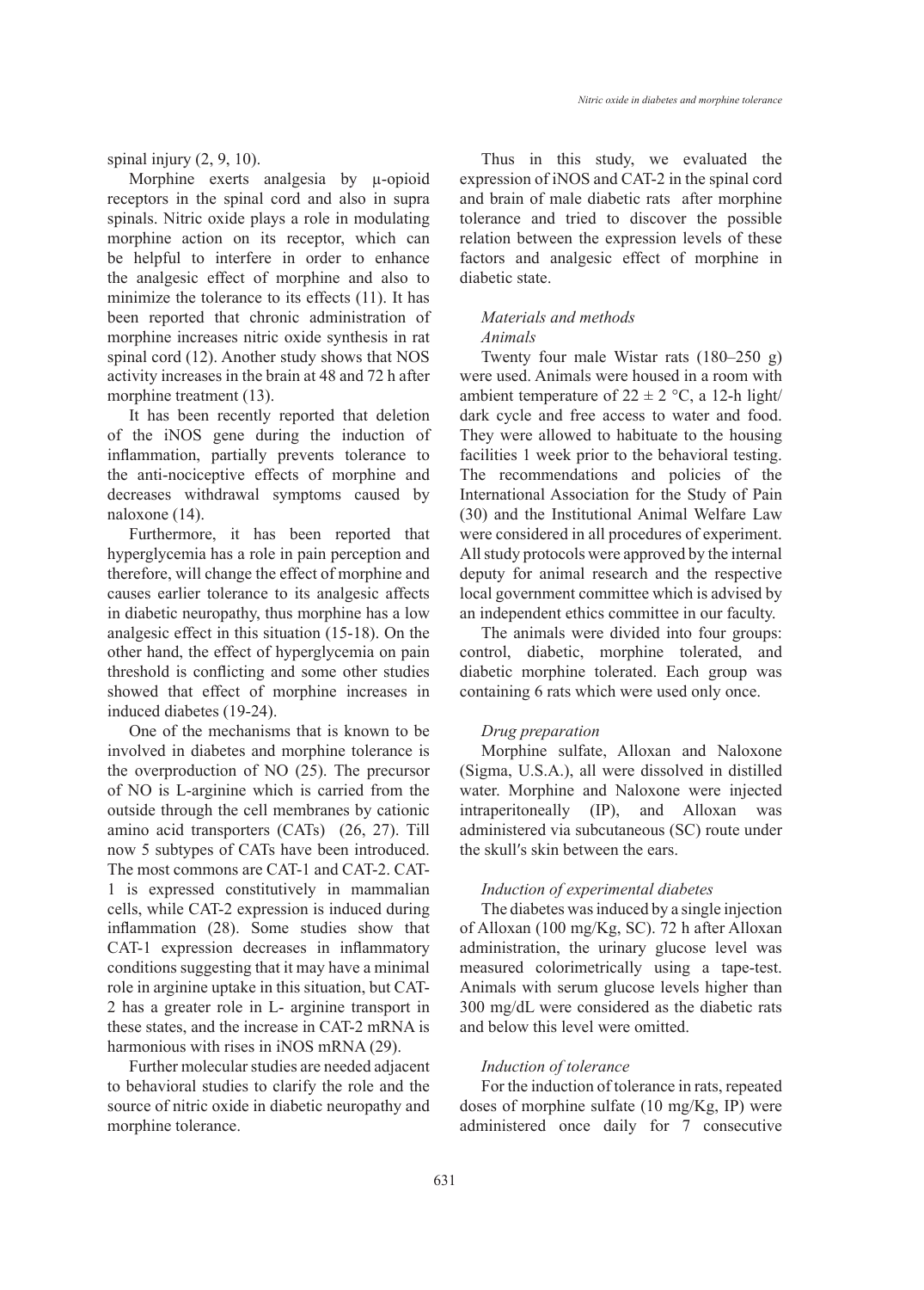spinal injury (2, 9, 10).

Morphine exerts analgesia by μ-opioid receptors in the spinal cord and also in supra spinals. Nitric oxide plays a role in modulating morphine action on its receptor, which can be helpful to interfere in order to enhance the analgesic effect of morphine and also to minimize the tolerance to its effects (11). It has been reported that chronic administration of morphine increases nitric oxide synthesis in rat spinal cord (12). Another study shows that NOS activity increases in the brain at 48 and 72 h after morphine treatment (13).

It has been recently reported that deletion of the iNOS gene during the induction of inflammation, partially prevents tolerance to the anti-nociceptive effects of morphine and decreases withdrawal symptoms caused by naloxone (14).

Furthermore, it has been reported that hyperglycemia has a role in pain perception and therefore, will change the effect of morphine and causes earlier tolerance to its analgesic affects in diabetic neuropathy, thus morphine has a low analgesic effect in this situation (15-18). On the other hand, the effect of hyperglycemia on pain threshold is conflicting and some other studies showed that effect of morphine increases in induced diabetes (19-24).

One of the mechanisms that is known to be involved in diabetes and morphine tolerance is the overproduction of NO (25). The precursor of NO is L-arginine which is carried from the outside through the cell membranes by cationic amino acid transporters (CATs) (26, 27). Till now 5 subtypes of CATs have been introduced. The most commons are CAT-1 and CAT-2. CAT-1 is expressed constitutively in mammalian cells, while CAT-2 expression is induced during inflammation (28). Some studies show that CAT-1 expression decreases in inflammatory conditions suggesting that it may have a minimal role in arginine uptake in this situation, but CAT-2 has a greater role in L- arginine transport in these states, and the increase in CAT-2 mRNA is harmonious with rises in iNOS mRNA (29).

Further molecular studies are needed adjacent to behavioral studies to clarify the role and the source of nitric oxide in diabetic neuropathy and morphine tolerance.

Thus in this study, we evaluated the expression of iNOS and CAT-2 in the spinal cord and brain of male diabetic rats after morphine tolerance and tried to discover the possible relation between the expression levels of these factors and analgesic effect of morphine in diabetic state.

## Materials and methods

### *Animals*

Twenty four male Wistar rats (180–250 g) were used. Animals were housed in a room with ambient temperature of 22 ± 2 °C, a 12-h light/dark cycle and free access to water and food. They were allowed to habituate to the housing facilities 1 week prior to the behavioral testing. The recommendations and policies of the International Association for the Study of Pain (30) and the Institutional Animal Welfare Law were considered in all procedures of experiment. All study protocols were approved by the internal deputy for animal research and the respective local government committee which is advised by an independent ethics committee in our faculty.

The animals were divided into four groups: control, diabetic, morphine tolerated, and diabetic morphine tolerated. Each group was containing 6 rats which were used only once.

### *Drug preparation*

Morphine sulfate, Alloxan and Naloxone (Sigma, U.S.A.), all were dissolved in distilled water. Morphine and Naloxone were injected intraperitoneally (IP), and Alloxan was administered via subcutaneous (SC) route under the skull′s skin between the ears.

### *Induction of experimental diabetes*

The diabetes was induced by a single injection of Alloxan (100 mg/Kg, SC). 72 h after Alloxan administration, the urinary glucose level was measured colorimetrically using a tape-test. Animals with serum glucose levels higher than 300 mg/dL were considered as the diabetic rats and below this level were omitted.

### *Induction of tolerance*

For the induction of tolerance in rats, repeated doses of morphine sulfate (10 mg/Kg, IP) were administered once daily for 7 consecutive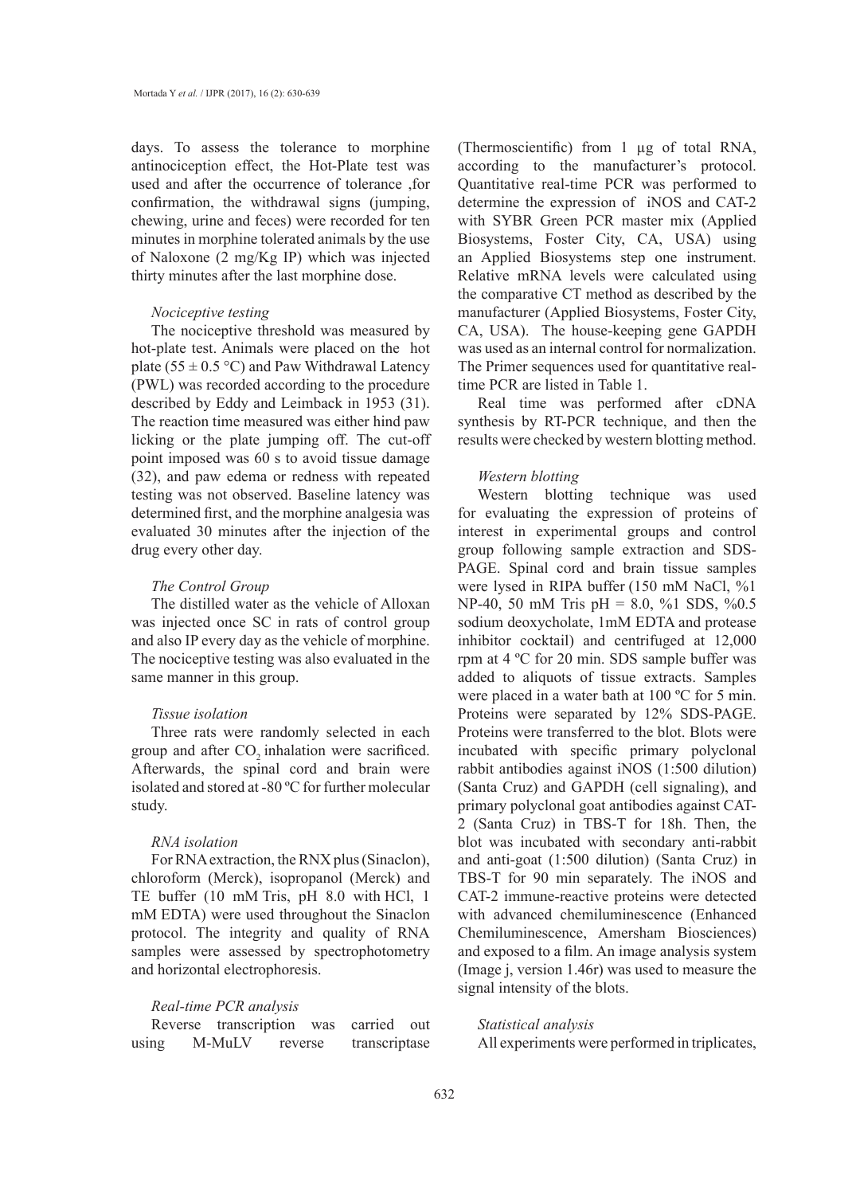days. To assess the tolerance to morphine antinociception effect, the Hot-Plate test was used and after the occurrence of tolerance ,for confirmation, the withdrawal signs (jumping, chewing, urine and feces) were recorded for ten minutes in morphine tolerated animals by the use of Naloxone (2 mg/Kg IP) which was injected thirty minutes after the last morphine dose.

*Nociceptive testing*

The nociceptive threshold was measured by hot-plate test. Animals were placed on the hot plate (55 ± 0.5 °C) and Paw Withdrawal Latency (PWL) was recorded according to the procedure described by Eddy and Leimback in 1953 (31). The reaction time measured was either hind paw licking or the plate jumping off. The cut-off point imposed was 60 s to avoid tissue damage (32), and paw edema or redness with repeated testing was not observed. Baseline latency was determined first, and the morphine analgesia was evaluated 30 minutes after the injection of the drug every other day.

*The Control Group*

The distilled water as the vehicle of Alloxan was injected once SC in rats of control group and also IP every day as the vehicle of morphine. The nociceptive testing was also evaluated in the same manner in this group.

*Tissue isolation*

Three rats were randomly selected in each group and after $CO_2$ inhalation were sacrificed. Afterwards, the spinal cord and brain were isolated and stored at -80 ºC for further molecular study.

*RNA isolation*

For RNA extraction, the RNX plus (Sinaclon), chloroform (Merck), isopropanol (Merck) and TE buffer (10 mM Tris, pH 8.0 with HCl, 1 mM EDTA) were used throughout the Sinaclon protocol. The integrity and quality of RNA samples were assessed by spectrophotometry and horizontal electrophoresis.

*Real-time PCR analysis*

Reverse transcription was carried out using M-MuLV reverse transcriptase (Thermoscientific) from 1 µg of total RNA, according to the manufacturer's protocol. Quantitative real-time PCR was performed to determine the expression of iNOS and CAT-2 with SYBR Green PCR master mix (Applied Biosystems, Foster City, CA, USA) using an Applied Biosystems step one instrument. Relative mRNA levels were calculated using the comparative CT method as described by the manufacturer (Applied Biosystems, Foster City, CA, USA). The house-keeping gene GAPDH was used as an internal control for normalization. The Primer sequences used for quantitative real-time PCR are listed in Table 1.

Real time was performed after cDNA synthesis by RT-PCR technique, and then the results were checked by western blotting method.

*Western blotting*

Western blotting technique was used for evaluating the expression of proteins of interest in experimental groups and control group following sample extraction and SDS-PAGE. Spinal cord and brain tissue samples were lysed in RIPA buffer (150 mM NaCl, %1 NP-40, 50 mM Tris pH = 8.0, %1 SDS, %0.5 sodium deoxycholate, 1mM EDTA and protease inhibitor cocktail) and centrifuged at 12,000 rpm at 4 ºC for 20 min. SDS sample buffer was added to aliquots of tissue extracts. Samples were placed in a water bath at 100 ºC for 5 min. Proteins were separated by 12% SDS-PAGE. Proteins were transferred to the blot. Blots were incubated with specific primary polyclonal rabbit antibodies against iNOS (1:500 dilution) (Santa Cruz) and GAPDH (cell signaling), and primary polyclonal goat antibodies against CAT-2 (Santa Cruz) in TBS-T for 18h. Then, the blot was incubated with secondary anti-rabbit and anti-goat (1:500 dilution) (Santa Cruz) in TBS-T for 90 min separately. The iNOS and CAT-2 immune-reactive proteins were detected with advanced chemiluminescence (Enhanced Chemiluminescence, Amersham Biosciences) and exposed to a film. An image analysis system (Image j, version 1.46r) was used to measure the signal intensity of the blots.

*Statistical analysis*

All experiments were performed in triplicates,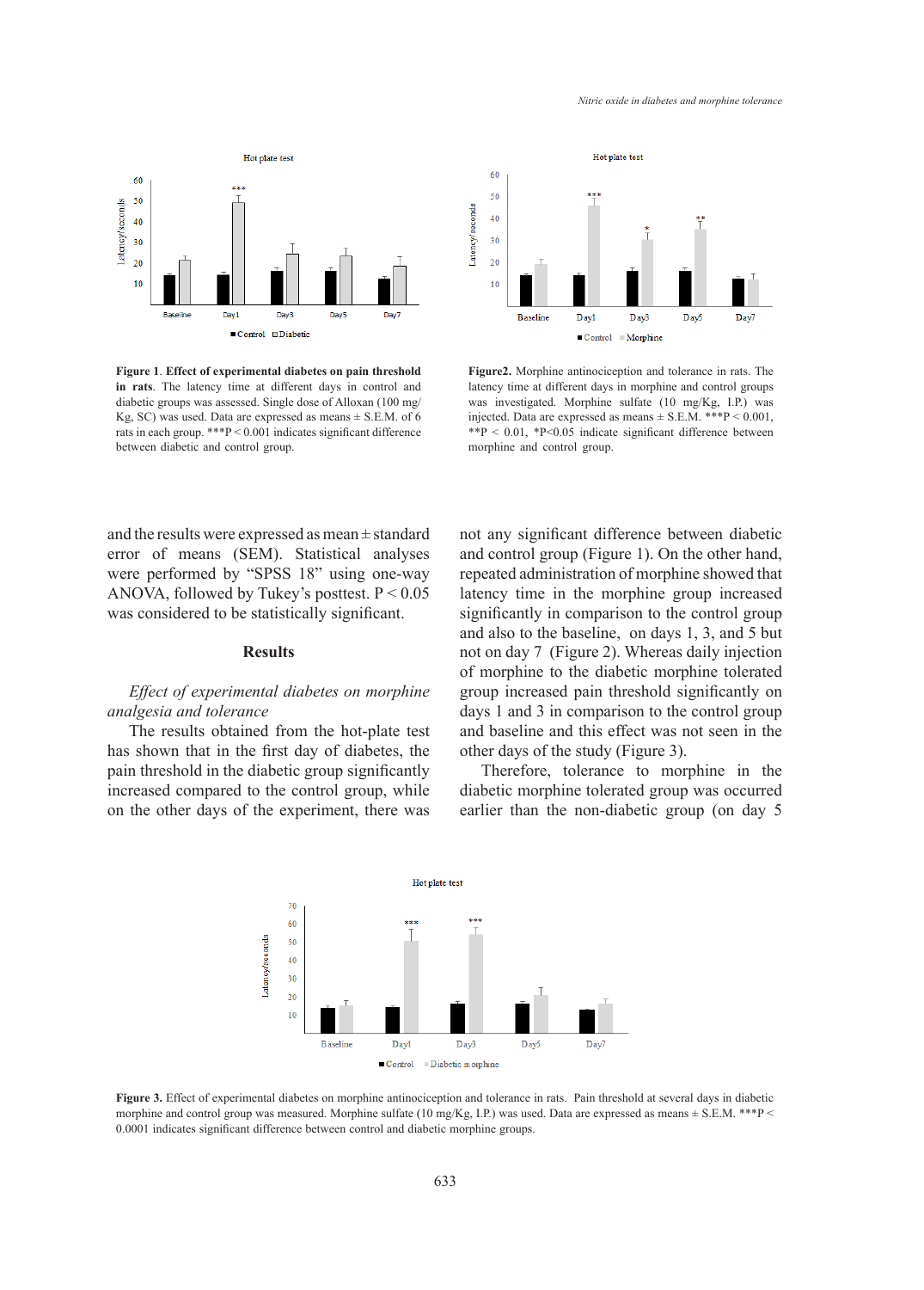**Figure 1**. **Effect of experimental diabetes on pain threshold in rats**. The latency time at different days in control and diabetic groups was assessed. Single dose of Alloxan (100 mg/Kg, SC) was used. Data are expressed as means ± S.E.M. of 6 rats in each group. ***P < 0.001 indicates significant difference between diabetic and control group.

**Figure2.** Morphine antinociception and tolerance in rats. The latency time at different days in morphine and control groups was investigated. Morphine sulfate (10 mg/Kg, I.P.) was injected. Data are expressed as means ± S.E.M. ***P < 0.001, **P < 0.01, *P<0.05 indicate significant difference between morphine and control group.

and the results were expressed as mean ± standard error of means (SEM). Statistical analyses were performed by "SPSS 18" using one-way ANOVA, followed by Tukey's posttest. P < 0.05 was considered to be statistically significant.

## Results

*Effect of experimental diabetes on morphine analgesia and tolerance*

The results obtained from the hot-plate test has shown that in the first day of diabetes, the pain threshold in the diabetic group significantly increased compared to the control group, while on the other days of the experiment, there was not any significant difference between diabetic and control group (Figure 1). On the other hand, repeated administration of morphine showed that latency time in the morphine group increased significantly in comparison to the control group and also to the baseline, on days 1, 3, and 5 but not on day 7 (Figure 2). Whereas daily injection of morphine to the diabetic morphine tolerated group increased pain threshold significantly on days 1 and 3 in comparison to the control group and baseline and this effect was not seen in the other days of the study (Figure 3).

Therefore, tolerance to morphine in the diabetic morphine tolerated group was occurred earlier than the non-diabetic group (on day 5

**Figure 3.** Effect of experimental diabetes on morphine antinociception and tolerance in rats. Pain threshold at several days in diabetic morphine and control group was measured. Morphine sulfate (10 mg/Kg, I.P.) was used. Data are expressed as means ± S.E.M. ***P < 0.0001 indicates significant difference between control and diabetic morphine groups.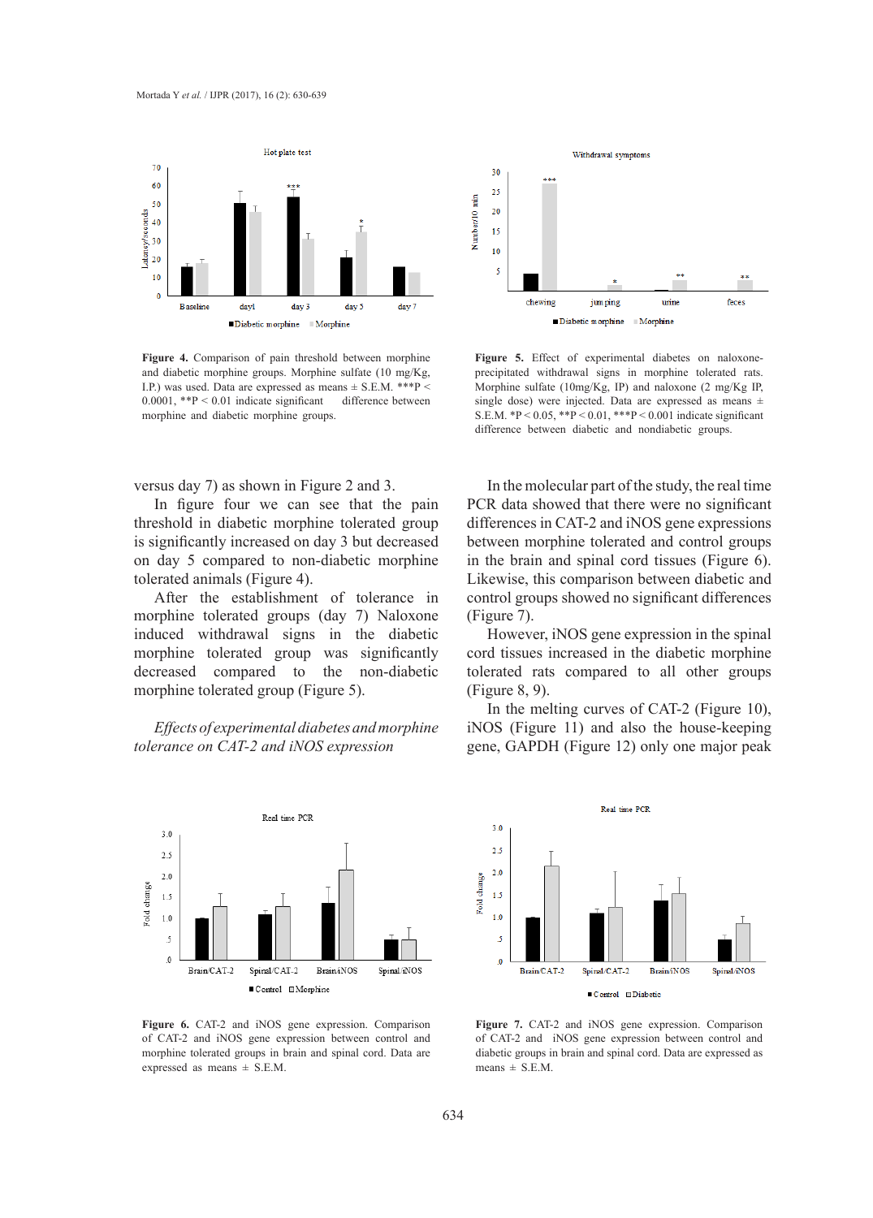**Figure 4.** Comparison of pain threshold between morphine and diabetic morphine groups. Morphine sulfate (10 mg/Kg, I.P.) was used. Data are expressed as means ± S.E.M. ***P < 0.0001, **P < 0.01 indicate significant difference between morphine and diabetic morphine groups.

**Figure 5.** Effect of experimental diabetes on naloxone-precipitated withdrawal signs in morphine tolerated rats. Morphine sulfate (10mg/Kg, IP) and naloxone (2 mg/Kg IP, single dose) were injected. Data are expressed as means ± S.E.M. *P < 0.05, **P < 0.01, ***P < 0.001 indicate significant difference between diabetic and nondiabetic groups.

versus day 7) as shown in Figure 2 and 3.

In figure four we can see that the pain threshold in diabetic morphine tolerated group is significantly increased on day 3 but decreased on day 5 compared to non-diabetic morphine tolerated animals (Figure 4).

After the establishment of tolerance in morphine tolerated groups (day 7) Naloxone induced withdrawal signs in the diabetic morphine tolerated group was significantly decreased compared to the non-diabetic morphine tolerated group (Figure 5).

*Effects of experimental diabetes and morphine tolerance on CAT-2 and iNOS expression*

In the molecular part of the study, the real time PCR data showed that there were no significant differences in CAT-2 and iNOS gene expressions between morphine tolerated and control groups in the brain and spinal cord tissues (Figure 6). Likewise, this comparison between diabetic and control groups showed no significant differences (Figure 7).

However, iNOS gene expression in the spinal cord tissues increased in the diabetic morphine tolerated rats compared to all other groups (Figure 8, 9).

In the melting curves of CAT-2 (Figure 10), iNOS (Figure 11) and also the house-keeping gene, GAPDH (Figure 12) only one major peak

**Figure 6.** CAT-2 and iNOS gene expression. Comparison of CAT-2 and iNOS gene expression between control and morphine tolerated groups in brain and spinal cord. Data are expressed as means ± S.E.M.

**Figure 7.** CAT-2 and iNOS gene expression. Comparison of CAT-2 and iNOS gene expression between control and diabetic groups in brain and spinal cord. Data are expressed as means ± S.E.M.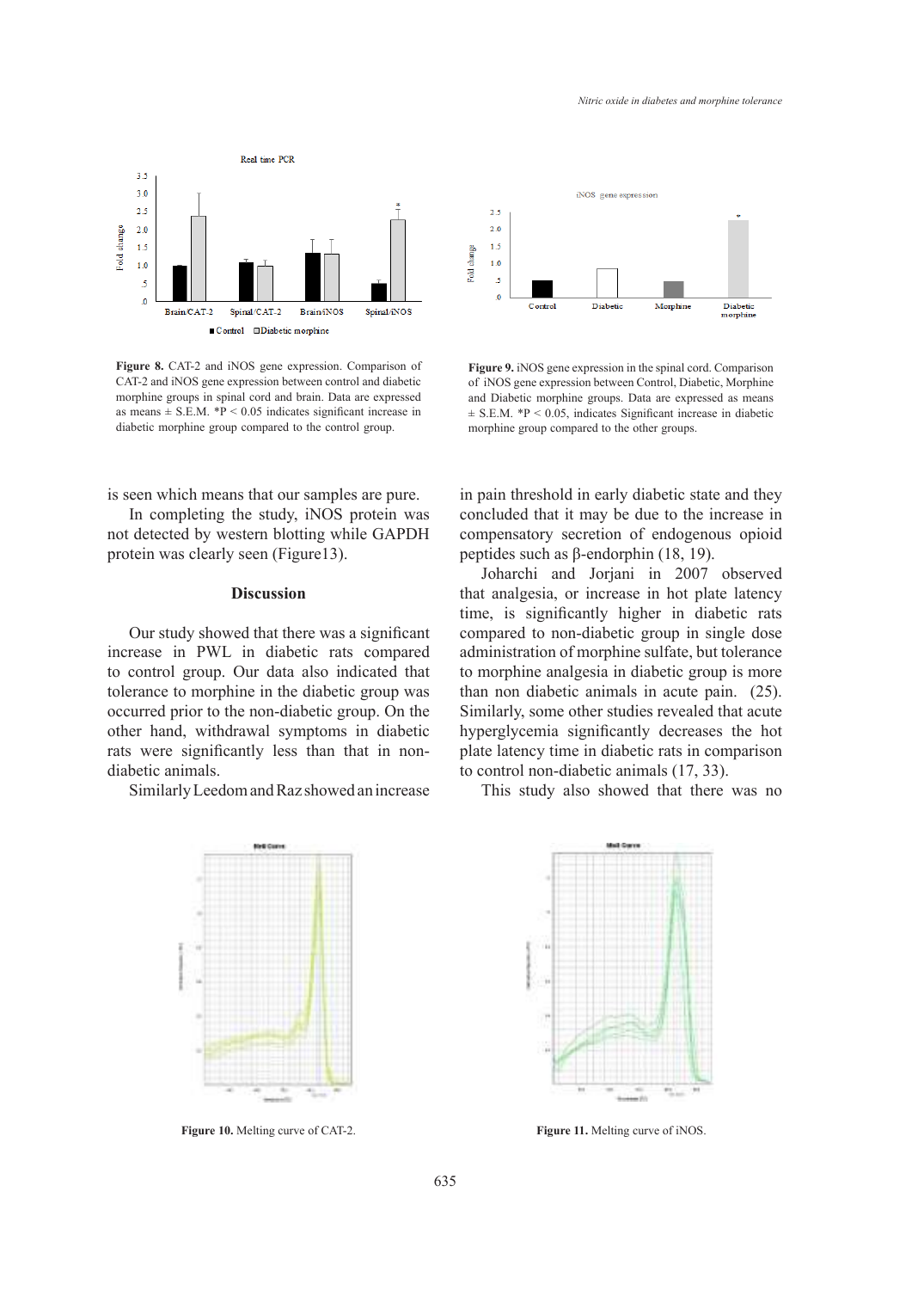**Figure 8.** CAT-2 and iNOS gene expression. Comparison of CAT-2 and iNOS gene expression between control and diabetic morphine groups in spinal cord and brain. Data are expressed as means ± S.E.M. *P < 0.05 indicates significant increase in diabetic morphine group compared to the control group.

**Figure 9.** iNOS gene expression in the spinal cord. Comparison of iNOS gene expression between Control, Diabetic, Morphine and Diabetic morphine groups. Data are expressed as means ± S.E.M. *P < 0.05, indicates Significant increase in diabetic morphine group compared to the other groups.

is seen which means that our samples are pure.

In completing the study, iNOS protein was not detected by western blotting while GAPDH protein was clearly seen (Figure13).

## Discussion

Our study showed that there was a significant increase in PWL in diabetic rats compared to control group. Our data also indicated that tolerance to morphine in the diabetic group was occurred prior to the non-diabetic group. On the other hand, withdrawal symptoms in diabetic rats were significantly less than that in non-diabetic animals.

Similarly Leedom and Raz showed an increase in pain threshold in early diabetic state and they concluded that it may be due to the increase in compensatory secretion of endogenous opioid peptides such as β-endorphin (18, 19).

Joharchi and Jorjani in 2007 observed that analgesia, or increase in hot plate latency time, is significantly higher in diabetic rats compared to non-diabetic group in single dose administration of morphine sulfate, but tolerance to morphine analgesia in diabetic group is more than non diabetic animals in acute pain. (25). Similarly, some other studies revealed that acute hyperglycemia significantly decreases the hot plate latency time in diabetic rats in comparison to control non-diabetic animals (17, 33).

This study also showed that there was no

**Figure 10.** Melting curve of CAT-2.

**Figure 11.** Melting curve of iNOS.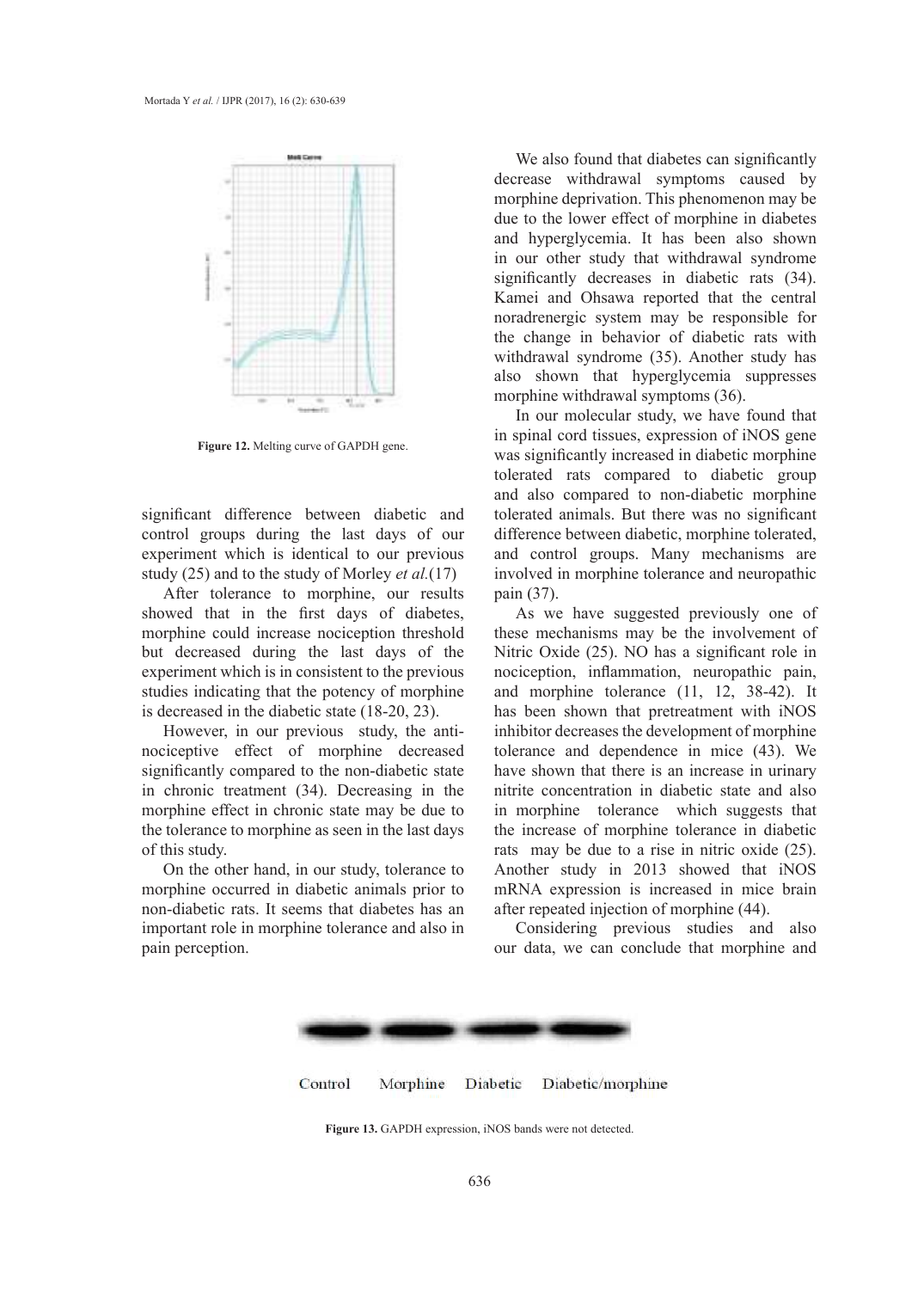Figure 12. Melting curve of GAPDH gene.

significant difference between diabetic and control groups during the last days of our experiment which is identical to our previous study (25) and to the study of Morley *et al.*(17)

After tolerance to morphine, our results showed that in the first days of diabetes, morphine could increase nociception threshold but decreased during the last days of the experiment which is in consistent to the previous studies indicating that the potency of morphine is decreased in the diabetic state (18-20, 23).

However, in our previous study, the anti-nociceptive effect of morphine decreased significantly compared to the non-diabetic state in chronic treatment (34). Decreasing in the morphine effect in chronic state may be due to the tolerance to morphine as seen in the last days of this study.

On the other hand, in our study, tolerance to morphine occurred in diabetic animals prior to non-diabetic rats. It seems that diabetes has an important role in morphine tolerance and also in pain perception.

We also found that diabetes can significantly decrease withdrawal symptoms caused by morphine deprivation. This phenomenon may be due to the lower effect of morphine in diabetes and hyperglycemia. It has been also shown in our other study that withdrawal syndrome significantly decreases in diabetic rats (34). Kamei and Ohsawa reported that the central noradrenergic system may be responsible for the change in behavior of diabetic rats with withdrawal syndrome (35). Another study has also shown that hyperglycemia suppresses morphine withdrawal symptoms (36).

In our molecular study, we have found that in spinal cord tissues, expression of iNOS gene was significantly increased in diabetic morphine tolerated rats compared to diabetic group and also compared to non-diabetic morphine tolerated animals. But there was no significant difference between diabetic, morphine tolerated, and control groups. Many mechanisms are involved in morphine tolerance and neuropathic pain (37).

As we have suggested previously one of these mechanisms may be the involvement of Nitric Oxide (25). NO has a significant role in nociception, inflammation, neuropathic pain, and morphine tolerance (11, 12, 38-42). It has been shown that pretreatment with iNOS inhibitor decreases the development of morphine tolerance and dependence in mice (43). We have shown that there is an increase in urinary nitrite concentration in diabetic state and also in morphine tolerance which suggests that the increase of morphine tolerance in diabetic rats may be due to a rise in nitric oxide (25). Another study in 2013 showed that iNOS mRNA expression is increased in mice brain after repeated injection of morphine (44).

Considering previous studies and also our data, we can conclude that morphine and

Control Morphine Diabetic Diabetic/morphine

Figure 13. GAPDH expression, iNOS bands were not detected.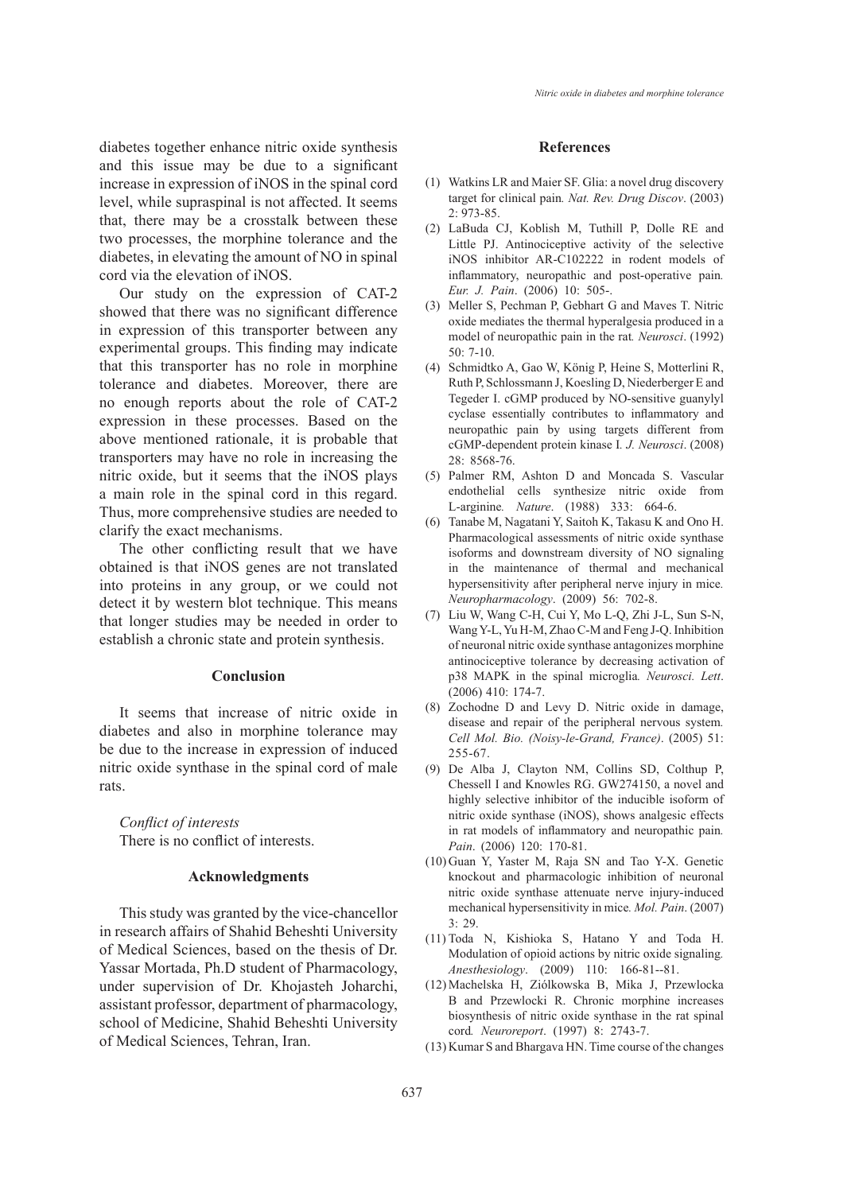diabetes together enhance nitric oxide synthesis and this issue may be due to a significant increase in expression of iNOS in the spinal cord level, while supraspinal is not affected. It seems that, there may be a crosstalk between these two processes, the morphine tolerance and the diabetes, in elevating the amount of NO in spinal cord via the elevation of iNOS.

Our study on the expression of CAT-2 showed that there was no significant difference in expression of this transporter between any experimental groups. This finding may indicate that this transporter has no role in morphine tolerance and diabetes. Moreover, there are no enough reports about the role of CAT-2 expression in these processes. Based on the above mentioned rationale, it is probable that transporters may have no role in increasing the nitric oxide, but it seems that the iNOS plays a main role in the spinal cord in this regard. Thus, more comprehensive studies are needed to clarify the exact mechanisms.

The other conflicting result that we have obtained is that iNOS genes are not translated into proteins in any group, or we could not detect it by western blot technique. This means that longer studies may be needed in order to establish a chronic state and protein synthesis.

## Conclusion

It seems that increase of nitric oxide in diabetes and also in morphine tolerance may be due to the increase in expression of induced nitric oxide synthase in the spinal cord of male rats.

*Conflict of interests*

There is no conflict of interests.

## Acknowledgments

This study was granted by the vice-chancellor in research affairs of Shahid Beheshti University of Medical Sciences, based on the thesis of Dr. Yassar Mortada, Ph.D student of Pharmacology, under supervision of Dr. Khojasteh Joharchi, assistant professor, department of pharmacology, school of Medicine, Shahid Beheshti University of Medical Sciences, Tehran, Iran.

## References

(1) Watkins LR and Maier SF. Glia: a novel drug discovery target for clinical pain. *Nat. Rev. Drug Discov*. (2003) 2: 973-85.

(2) LaBuda CJ, Koblish M, Tuthill P, Dolle RE and Little PJ. Antinociceptive activity of the selective iNOS inhibitor AR-C102222 in rodent models of inflammatory, neuropathic and post-operative pain. *Eur. J. Pain*. (2006) 10: 505-.

(3) Meller S, Pechman P, Gebhart G and Maves T. Nitric oxide mediates the thermal hyperalgesia produced in a model of neuropathic pain in the rat. *Neurosci*. (1992) 50: 7-10.

(4) Schmidtko A, Gao W, König P, Heine S, Motterlini R, Ruth P, Schlossmann J, Koesling D, Niederberger E and Tegeder I. cGMP produced by NO-sensitive guanylyl cyclase essentially contributes to inflammatory and neuropathic pain by using targets different from cGMP-dependent protein kinase I. *J. Neurosci*. (2008) 28: 8568-76.

(5) Palmer RM, Ashton D and Moncada S. Vascular endothelial cells synthesize nitric oxide from L-arginine. *Nature*. (1988) 333: 664-6.

(6) Tanabe M, Nagatani Y, Saitoh K, Takasu K and Ono H. Pharmacological assessments of nitric oxide synthase isoforms and downstream diversity of NO signaling in the maintenance of thermal and mechanical hypersensitivity after peripheral nerve injury in mice. *Neuropharmacology*. (2009) 56: 702-8.

(7) Liu W, Wang C-H, Cui Y, Mo L-Q, Zhi J-L, Sun S-N, Wang Y-L, Yu H-M, Zhao C-M and Feng J-Q. Inhibition of neuronal nitric oxide synthase antagonizes morphine antinociceptive tolerance by decreasing activation of p38 MAPK in the spinal microglia. *Neurosci. Lett*. (2006) 410: 174-7.

(8) Zochodne D and Levy D. Nitric oxide in damage, disease and repair of the peripheral nervous system. *Cell Mol. Bio. (Noisy-le-Grand, France)*. (2005) 51: 255-67.

(9) De Alba J, Clayton NM, Collins SD, Colthup P, Chessell I and Knowles RG. GW274150, a novel and highly selective inhibitor of the inducible isoform of nitric oxide synthase (iNOS), shows analgesic effects in rat models of inflammatory and neuropathic pain. *Pain*. (2006) 120: 170-81.

(10) Guan Y, Yaster M, Raja SN and Tao Y-X. Genetic knockout and pharmacologic inhibition of neuronal nitric oxide synthase attenuate nerve injury-induced mechanical hypersensitivity in mice. *Mol. Pain*. (2007) 3: 29.

(11) Toda N, Kishioka S, Hatano Y and Toda H. Modulation of opioid actions by nitric oxide signaling. *Anesthesiology*. (2009) 110: 166-81--81.

(12) Machelska H, Ziólkowska B, Mika J, Przewlocka B and Przewlocki R. Chronic morphine increases biosynthesis of nitric oxide synthase in the rat spinal cord. *Neuroreport*. (1997) 8: 2743-7.

(13) Kumar S and Bhargava HN. Time course of the changes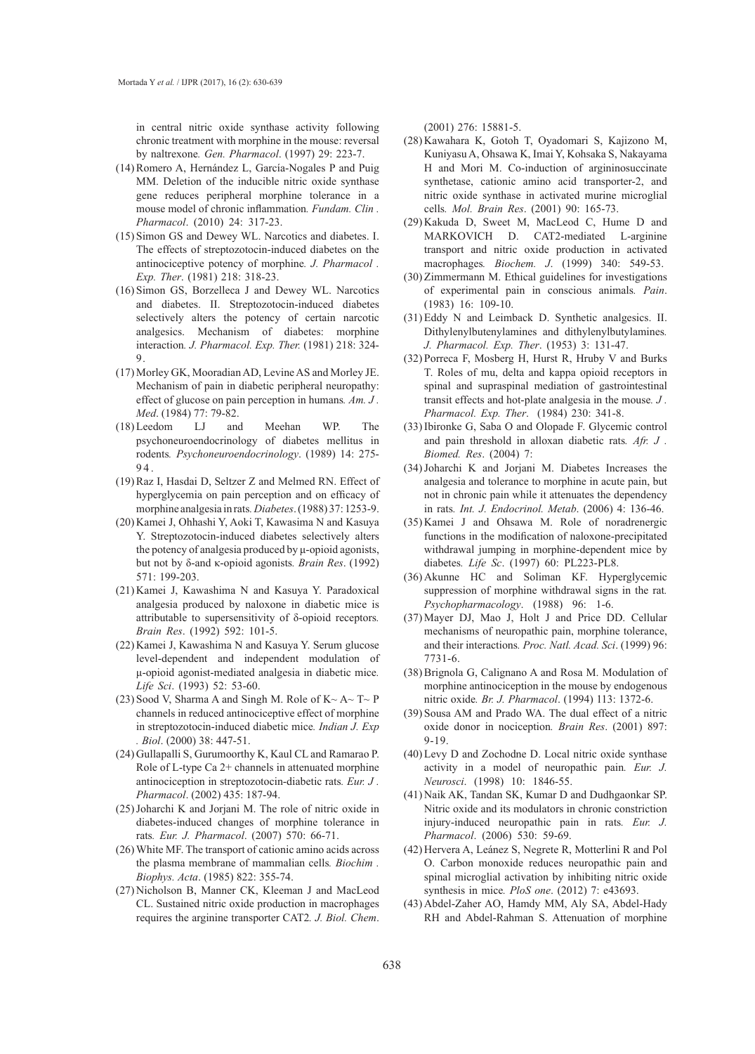in central nitric oxide synthase activity following chronic treatment with morphine in the mouse: reversal by naltrexone. *Gen. Pharmacol*. (1997) 29: 223-7.

(14) Romero A, Hernández L, García-Nogales P and Puig MM. Deletion of the inducible nitric oxide synthase gene reduces peripheral morphine tolerance in a mouse model of chronic inflammation. *Fundam. Clin . Pharmacol*. (2010) 24: 317-23.

(15) Simon GS and Dewey WL. Narcotics and diabetes. I. The effects of streptozotocin-induced diabetes on the antinociceptive potency of morphine. *J. Pharmacol . Exp. Ther*. (1981) 218: 318-23.

(16) Simon GS, Borzelleca J and Dewey WL. Narcotics and diabetes. II. Streptozotocin-induced diabetes selectively alters the potency of certain narcotic analgesics. Mechanism of diabetes: morphine interaction. *J. Pharmacol. Exp. Ther.* (1981) 218: 324-9 .

(17) Morley GK, Mooradian AD, Levine AS and Morley JE. Mechanism of pain in diabetic peripheral neuropathy: effect of glucose on pain perception in humans. *Am. J . Med*. (1984) 77: 79-82.

(18) Leedom LJ and Meehan WP. The psychoneuroendocrinology of diabetes mellitus in rodents. *Psychoneuroendocrinology*. (1989) 14: 275-94 .

(19) Raz I, Hasdai D, Seltzer Z and Melmed RN. Effect of hyperglycemia on pain perception and on efficacy of morphine analgesia in rats. *Diabetes*. (1988) 37: 1253-9.

(20) Kamei J, Ohhashi Y, Aoki T, Kawasima N and Kasuya Y. Streptozotocin-induced diabetes selectively alters the potency of analgesia produced by μ-opioid agonists, but not by δ-and κ-opioid agonists. *Brain Res*. (1992) 571: 199-203.

(21) Kamei J, Kawashima N and Kasuya Y. Paradoxical analgesia produced by naloxone in diabetic mice is attributable to supersensitivity of δ-opioid receptors. *Brain Res*. (1992) 592: 101-5.

(22) Kamei J, Kawashima N and Kasuya Y. Serum glucose level-dependent and independent modulation of μ-opioid agonist-mediated analgesia in diabetic mice. *Life Sci*. (1993) 52: 53-60.

(23) Sood V, Sharma A and Singh M. Role of K~ A~ T~ P channels in reduced antinociceptive effect of morphine in streptozotocin-induced diabetic mice. *Indian J. Exp . Biol*. (2000) 38: 447-51.

(24) Gullapalli S, Gurumoorthy K, Kaul CL and Ramarao P. Role of L-type Ca 2+ channels in attenuated morphine antinociception in streptozotocin-diabetic rats. *Eur. J . Pharmacol*. (2002) 435: 187-94.

(25) Joharchi K and Jorjani M. The role of nitric oxide in diabetes-induced changes of morphine tolerance in rats. *Eur. J. Pharmacol*. (2007) 570: 66-71.

(26) White MF. The transport of cationic amino acids across the plasma membrane of mammalian cells. *Biochim . Biophys. Acta*. (1985) 822: 355-74.

(27) Nicholson B, Manner CK, Kleeman J and MacLeod CL. Sustained nitric oxide production in macrophages requires the arginine transporter CAT2. *J. Biol. Chem*. (2001) 276: 15881-5.

(28) Kawahara K, Gotoh T, Oyadomari S, Kajizono M, Kuniyasu A, Ohsawa K, Imai Y, Kohsaka S, Nakayama H and Mori M. Co-induction of argininosuccinate synthetase, cationic amino acid transporter-2, and nitric oxide synthase in activated murine microglial cells. *Mol. Brain Res*. (2001) 90: 165-73.

(29) Kakuda D, Sweet M, MacLeod C, Hume D and MARKOVICH D. CAT2-mediated L-arginine transport and nitric oxide production in activated macrophages. *Biochem. J*. (1999) 340: 549-53.

(30) Zimmermann M. Ethical guidelines for investigations of experimental pain in conscious animals. *Pain*. (1983) 16: 109-10.

(31) Eddy N and Leimback D. Synthetic analgesics. II. Dithylenylbutenylamines and dithylenylbutylamines. *J. Pharmacol. Exp. Ther*. (1953) 3: 131-47.

(32) Porreca F, Mosberg H, Hurst R, Hruby V and Burks T. Roles of mu, delta and kappa opioid receptors in spinal and supraspinal mediation of gastrointestinal transit effects and hot-plate analgesia in the mouse. *J . Pharmacol. Exp. Ther*. (1984) 230: 341-8.

(33) Ibironke G, Saba O and Olopade F. Glycemic control and pain threshold in alloxan diabetic rats. *Afr. J . Biomed. Res*. (2004) 7:

(34) Joharchi K and Jorjani M. Diabetes Increases the analgesia and tolerance to morphine in acute pain, but not in chronic pain while it attenuates the dependency in rats. *Int. J. Endocrinol. Metab*. (2006) 4: 136-46.

(35) Kamei J and Ohsawa M. Role of noradrenergic functions in the modification of naloxone-precipitated withdrawal jumping in morphine-dependent mice by diabetes. *Life Sc*. (1997) 60: PL223-PL8.

(36) Akunne HC and Soliman KF. Hyperglycemic suppression of morphine withdrawal signs in the rat. *Psychopharmacology*. (1988) 96: 1-6.

(37) Mayer DJ, Mao J, Holt J and Price DD. Cellular mechanisms of neuropathic pain, morphine tolerance, and their interactions. *Proc. Natl. Acad. Sci*. (1999) 96: 7731-6.

(38) Brignola G, Calignano A and Rosa M. Modulation of morphine antinociception in the mouse by endogenous nitric oxide. *Br. J. Pharmacol*. (1994) 113: 1372-6.

(39) Sousa AM and Prado WA. The dual effect of a nitric oxide donor in nociception. *Brain Res*. (2001) 897: 9-19.

(40) Levy D and Zochodne D. Local nitric oxide synthase activity in a model of neuropathic pain. *Eur. J. Neurosci*. (1998) 10: 1846-55.

(41) Naik AK, Tandan SK, Kumar D and Dudhgaonkar SP. Nitric oxide and its modulators in chronic constriction injury-induced neuropathic pain in rats. *Eur. J. Pharmacol*. (2006) 530: 59-69.

(42) Hervera A, Leánez S, Negrete R, Motterlini R and Pol O. Carbon monoxide reduces neuropathic pain and spinal microglial activation by inhibiting nitric oxide synthesis in mice. *PloS one*. (2012) 7: e43693.

(43) Abdel-Zaher AO, Hamdy MM, Aly SA, Abdel-Hady RH and Abdel-Rahman S. Attenuation of morphine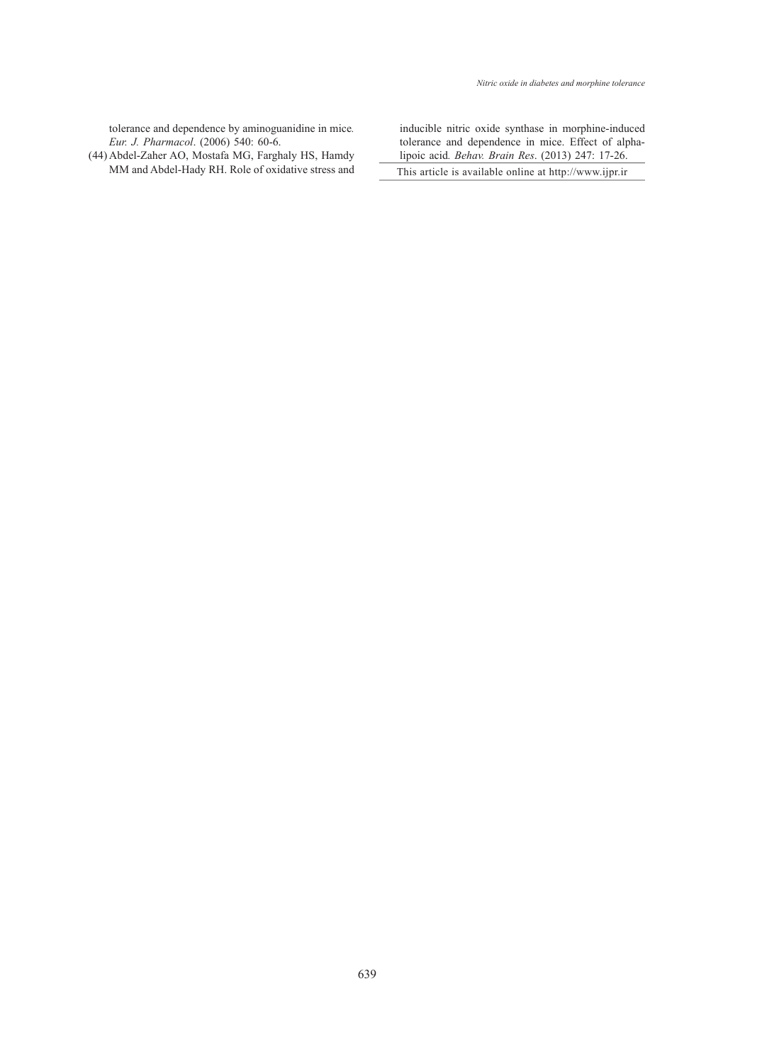tolerance and dependence by aminoguanidine in mice. *Eur. J. Pharmacol*. (2006) 540: 60-6.

(44) Abdel-Zaher AO, Mostafa MG, Farghaly HS, Hamdy MM and Abdel-Hady RH. Role of oxidative stress and inducible nitric oxide synthase in morphine-induced tolerance and dependence in mice. Effect of alpha-lipoic acid. *Behav. Brain Res*. (2013) 247: 17-26.

This article is available online at http://www.ijpr.ir